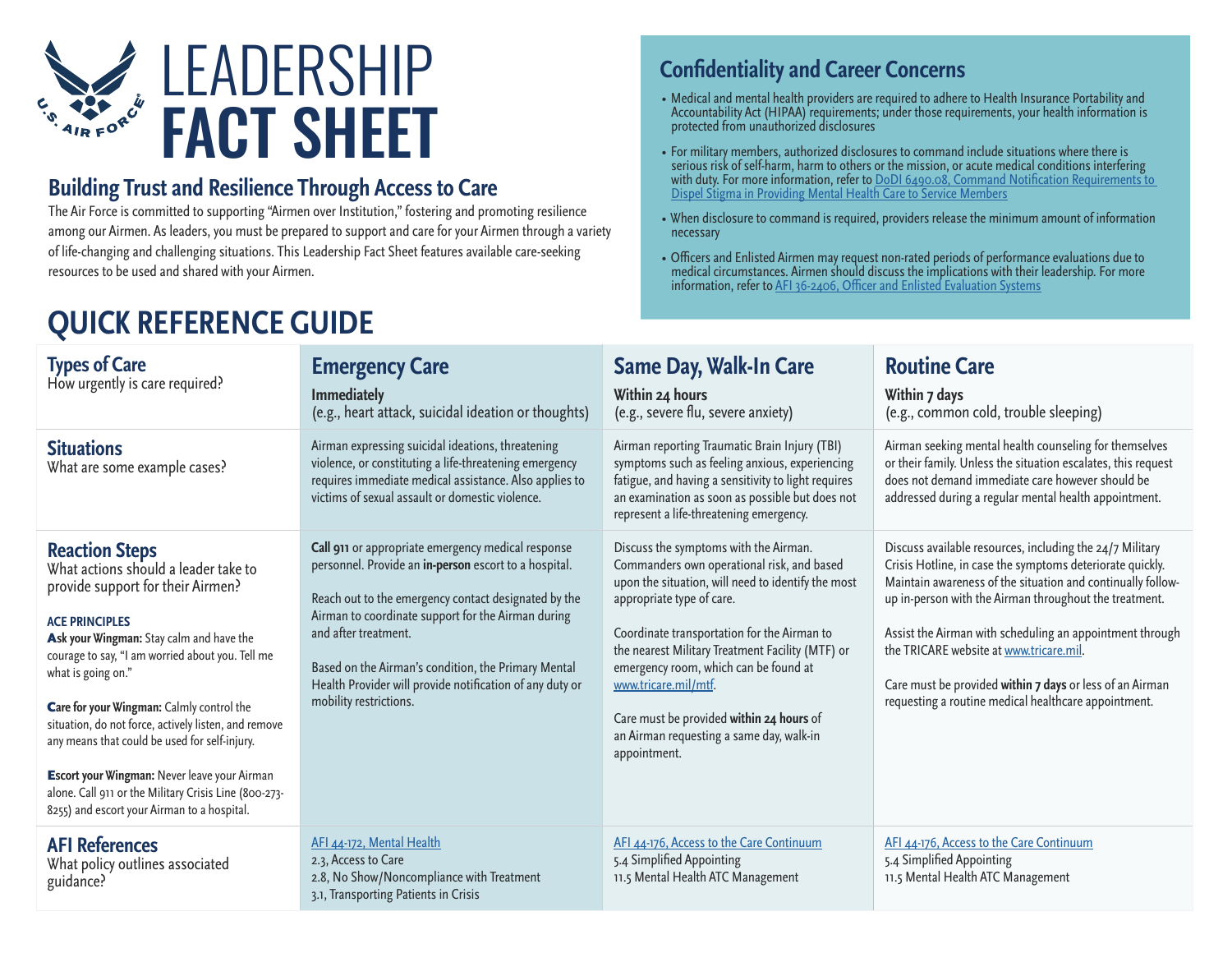# LEADERSHIP FACT SHEET

## Building Trust and Resilience Through Access to Care

The Air Force is committed to supporting "Airmen over Institution," fostering and promoting resilience among our Airmen. As leaders, you must be prepared to support and care for your Airmen through a variety of life-changing and challenging situations. This Leadership Fact Sheet features available care-seeking resources to be used and shared with your Airmen.

## Confidentiality and Career Concerns

- Medical and mental health providers are required to adhere to Health Insurance Portability and Accountability Act (HIPAA) requirements; under those requirements, your health information is protected from unauthorized disclosures
- For military members, authorized disclosures to command include situations where there is serious risk of self-harm, harm to others or the mission, or acute medical conditions interfering with duty. For more information, refer to DoDI 6490.08, Command Notification Requirements to Dispel Stigma in Providing Mental Health Care to Service Members
- When disclosure to command is required, providers release the minimum amount of information necessary
- Officers and Enlisted Airmen may request non-rated periods of performance evaluations due to medical circumstances. Airmen should discuss the implications with their leadership. For more information, refer to AFI 36-2406, Officer and Enlisted Evaluation Systems

## QUICK REFERENCE GUIDE

| **Types of Care**<br>How urgently is care required? | **Emergency Care**<br>**Immediately**<br>(e.g., heart attack, suicidal ideation or thoughts) | **Same Day, Walk-In Care**<br>**Within 24 hours**<br>(e.g., severe flu, severe anxiety) | **Routine Care**<br>**Within 7 days**<br>(e.g., common cold, trouble sleeping) |
|---|---|---|---|
| **Situations**<br>What are some example cases? | Airman expressing suicidal ideations, threatening violence, or constituting a life-threatening emergency requires immediate medical assistance. Also applies to victims of sexual assault or domestic violence. | Airman reporting Traumatic Brain Injury (TBI) symptoms such as feeling anxious, experiencing fatigue, and having a sensitivity to light requires an examination as soon as possible but does not represent a life-threatening emergency. | Airman seeking mental health counseling for themselves or their family. Unless the situation escalates, this request does not demand immediate care however should be addressed during a regular mental health appointment. |
| **Reaction Steps**<br>What actions should a leader take to provide support for their Airmen?<br><br>**ACE PRINCIPLES**<br>**Ask your Wingman:** Stay calm and have the courage to say, "I am worried about you. Tell me what is going on."<br><br>**Care for your Wingman:** Calmly control the situation, do not force, actively listen, and remove any means that could be used for self-injury.<br><br>**Escort your Wingman:** Never leave your Airman alone. Call 911 or the Military Crisis Line (800-273-8255) and escort your Airman to a hospital. | **Call 911** or appropriate emergency medical response personnel. Provide an **in-person** escort to a hospital.<br><br>Reach out to the emergency contact designated by the Airman to coordinate support for the Airman during and after treatment.<br><br>Based on the Airman's condition, the Primary Mental Health Provider will provide notification of any duty or mobility restrictions. | Discuss the symptoms with the Airman. Commanders own operational risk, and based upon the situation, will need to identify the most appropriate type of care.<br><br>Coordinate transportation for the Airman to the nearest Military Treatment Facility (MTF) or emergency room, which can be found at www.tricare.mil/mtf.<br><br>Care must be provided **within 24 hours** of an Airman requesting a same day, walk-in appointment. | Discuss available resources, including the 24/7 Military Crisis Hotline, in case the symptoms deteriorate quickly. Maintain awareness of the situation and continually follow-up in-person with the Airman throughout the treatment.<br><br>Assist the Airman with scheduling an appointment through the TRICARE website at www.tricare.mil.<br><br>Care must be provided **within 7 days** or less of an Airman requesting a routine medical healthcare appointment. |
| **AFI References**<br>What policy outlines associated guidance? | AFI 44-172, Mental Health<br>2.3, Access to Care<br>2.8, No Show/Noncompliance with Treatment<br>3.1, Transporting Patients in Crisis | AFI 44-176, Access to the Care Continuum<br>5.4 Simplified Appointing<br>11.5 Mental Health ATC Management | AFI 44-176, Access to the Care Continuum<br>5.4 Simplified Appointing<br>11.5 Mental Health ATC Management |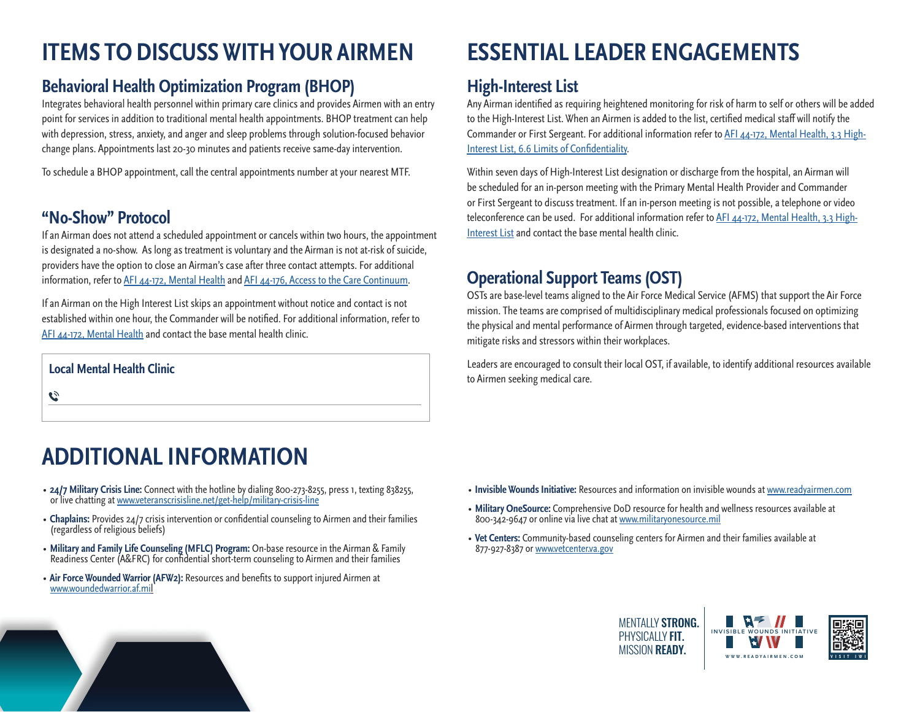# ITEMS TO DISCUSS WITH YOUR AIRMEN

## Behavioral Health Optimization Program (BHOP)

Integrates behavioral health personnel within primary care clinics and provides Airmen with an entry point for services in addition to traditional mental health appointments. BHOP treatment can help with depression, stress, anxiety, and anger and sleep problems through solution-focused behavior change plans. Appointments last 20-30 minutes and patients receive same-day intervention.

To schedule a BHOP appointment, call the central appointments number at your nearest MTF.

## "No-Show" Protocol

If an Airman does not attend a scheduled appointment or cancels within two hours, the appointment is designated a no-show. As long as treatment is voluntary and the Airman is not at-risk of suicide, providers have the option to close an Airman's case after three contact attempts. For additional information, refer to [AFI 44-172, Mental Health] and [AFI 44-176, Access to the Care Continuum].

If an Airman on the High Interest List skips an appointment without notice and contact is not established within one hour, the Commander will be notified. For additional information, refer to [AFI 44-172, Mental Health] and contact the base mental health clinic.

**Local Mental Health Clinic**

☎ ______________________________

# ESSENTIAL LEADER ENGAGEMENTS

## High-Interest List

Any Airman identified as requiring heightened monitoring for risk of harm to self or others will be added to the High-Interest List. When an Airmen is added to the list, certified medical staff will notify the Commander or First Sergeant. For additional information refer to [AFI 44-172, Mental Health, 3.3 High-Interest List, 6.6 Limits of Confidentiality].

Within seven days of High-Interest List designation or discharge from the hospital, an Airman will be scheduled for an in-person meeting with the Primary Mental Health Provider and Commander or First Sergeant to discuss treatment. If an in-person meeting is not possible, a telephone or video teleconference can be used. For additional information refer to [AFI 44-172, Mental Health, 3.3 High-Interest List] and contact the base mental health clinic.

## Operational Support Teams (OST)

OSTs are base-level teams aligned to the Air Force Medical Service (AFMS) that support the Air Force mission. The teams are comprised of multidisciplinary medical professionals focused on optimizing the physical and mental performance of Airmen through targeted, evidence-based interventions that mitigate risks and stressors within their workplaces.

Leaders are encouraged to consult their local OST, if available, to identify additional resources available to Airmen seeking medical care.

# ADDITIONAL INFORMATION

- **24/7 Military Crisis Line:** Connect with the hotline by dialing 800-273-8255, press 1, texting 838255, or live chatting at www.veteranscrisisline.net/get-help/military-crisis-line
- **Chaplains:** Provides 24/7 crisis intervention or confidential counseling to Airmen and their families (regardless of religious beliefs)
- **Military and Family Life Counseling (MFLC) Program:** On-base resource in the Airman & Family Readiness Center (A&FRC) for confidential short-term counseling to Airmen and their families
- **Air Force Wounded Warrior (AFW2):** Resources and benefits to support injured Airmen at www.woundedwarrior.af.mil
- **Invisible Wounds Initiative:** Resources and information on invisible wounds at www.readyairmen.com
- **Military OneSource:** Comprehensive DoD resource for health and wellness resources available at 800-342-9647 or online via live chat at www.militaryonesource.mil
- **Vet Centers:** Community-based counseling centers for Airmen and their families available at 877-927-8387 or www.vetcenter.va.gov

MENTALLY **STRONG.**
PHYSICALLY **FIT.**
MISSION **READY.**

INVISIBLE WOUNDS INITIATIVE
WWW.READYAIRMEN.COM

VISIT IWI